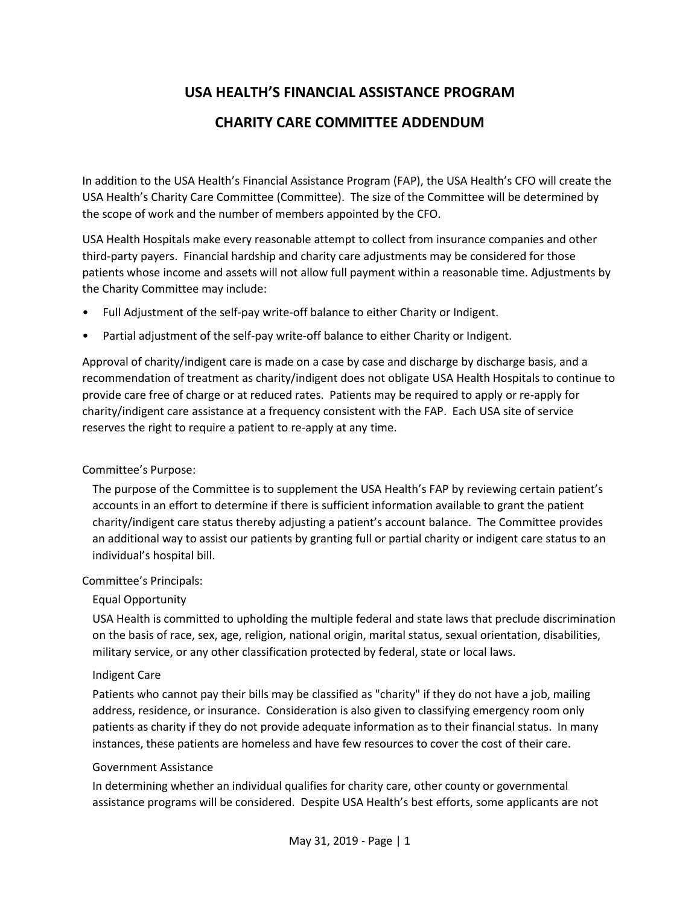# USA HEALTH'S FINANCIAL ASSISTANCE PROGRAM

# CHARITY CARE COMMITTEE ADDENDUM

In addition to the USA Health's Financial Assistance Program (FAP), the USA Health's CFO will create the USA Health's Charity Care Committee (Committee). The size of the Committee will be determined by the scope of work and the number of members appointed by the CFO.

USA Health Hospitals make every reasonable attempt to collect from insurance companies and other third-party payers. Financial hardship and charity care adjustments may be considered for those patients whose income and assets will not allow full payment within a reasonable time. Adjustments by the Charity Committee may include:

- Full Adjustment of the self-pay write-off balance to either Charity or Indigent.
- Partial adjustment of the self-pay write-off balance to either Charity or Indigent.

Approval of charity/indigent care is made on a case by case and discharge by discharge basis, and a recommendation of treatment as charity/indigent does not obligate USA Health Hospitals to continue to provide care free of charge or at reduced rates. Patients may be required to apply or re-apply for charity/indigent care assistance at a frequency consistent with the FAP. Each USA site of service reserves the right to require a patient to re-apply at any time.

Committee's Purpose:

The purpose of the Committee is to supplement the USA Health's FAP by reviewing certain patient's accounts in an effort to determine if there is sufficient information available to grant the patient charity/indigent care status thereby adjusting a patient's account balance. The Committee provides an additional way to assist our patients by granting full or partial charity or indigent care status to an individual's hospital bill.

Committee's Principals:

Equal Opportunity

USA Health is committed to upholding the multiple federal and state laws that preclude discrimination on the basis of race, sex, age, religion, national origin, marital status, sexual orientation, disabilities, military service, or any other classification protected by federal, state or local laws.

Indigent Care

Patients who cannot pay their bills may be classified as "charity" if they do not have a job, mailing address, residence, or insurance. Consideration is also given to classifying emergency room only patients as charity if they do not provide adequate information as to their financial status. In many instances, these patients are homeless and have few resources to cover the cost of their care.

Government Assistance

In determining whether an individual qualifies for charity care, other county or governmental assistance programs will be considered. Despite USA Health's best efforts, some applicants are not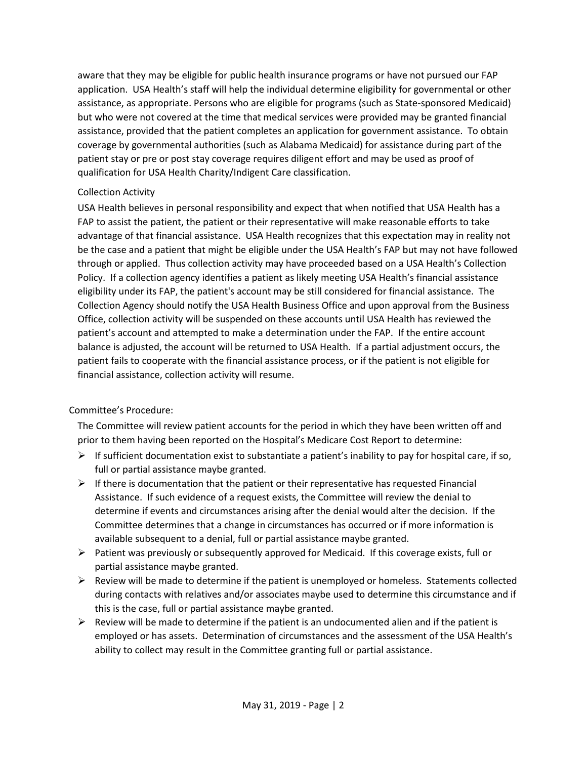aware that they may be eligible for public health insurance programs or have not pursued our FAP application. USA Health's staff will help the individual determine eligibility for governmental or other assistance, as appropriate. Persons who are eligible for programs (such as State-sponsored Medicaid) but who were not covered at the time that medical services were provided may be granted financial assistance, provided that the patient completes an application for government assistance. To obtain coverage by governmental authorities (such as Alabama Medicaid) for assistance during part of the patient stay or pre or post stay coverage requires diligent effort and may be used as proof of qualification for USA Health Charity/Indigent Care classification.

### Collection Activity

USA Health believes in personal responsibility and expect that when notified that USA Health has a FAP to assist the patient, the patient or their representative will make reasonable efforts to take advantage of that financial assistance. USA Health recognizes that this expectation may in reality not be the case and a patient that might be eligible under the USA Health's FAP but may not have followed through or applied. Thus collection activity may have proceeded based on a USA Health's Collection Policy. If a collection agency identifies a patient as likely meeting USA Health's financial assistance eligibility under its FAP, the patient's account may be still considered for financial assistance. The Collection Agency should notify the USA Health Business Office and upon approval from the Business Office, collection activity will be suspended on these accounts until USA Health has reviewed the patient's account and attempted to make a determination under the FAP. If the entire account balance is adjusted, the account will be returned to USA Health. If a partial adjustment occurs, the patient fails to cooperate with the financial assistance process, or if the patient is not eligible for financial assistance, collection activity will resume.

## Committee's Procedure:

The Committee will review patient accounts for the period in which they have been written off and prior to them having been reported on the Hospital's Medicare Cost Report to determine:

- If sufficient documentation exist to substantiate a patient's inability to pay for hospital care, if so, full or partial assistance maybe granted.
- If there is documentation that the patient or their representative has requested Financial Assistance. If such evidence of a request exists, the Committee will review the denial to determine if events and circumstances arising after the denial would alter the decision. If the Committee determines that a change in circumstances has occurred or if more information is available subsequent to a denial, full or partial assistance maybe granted.
- Patient was previously or subsequently approved for Medicaid. If this coverage exists, full or partial assistance maybe granted.
- Review will be made to determine if the patient is unemployed or homeless. Statements collected during contacts with relatives and/or associates maybe used to determine this circumstance and if this is the case, full or partial assistance maybe granted.
- Review will be made to determine if the patient is an undocumented alien and if the patient is employed or has assets. Determination of circumstances and the assessment of the USA Health's ability to collect may result in the Committee granting full or partial assistance.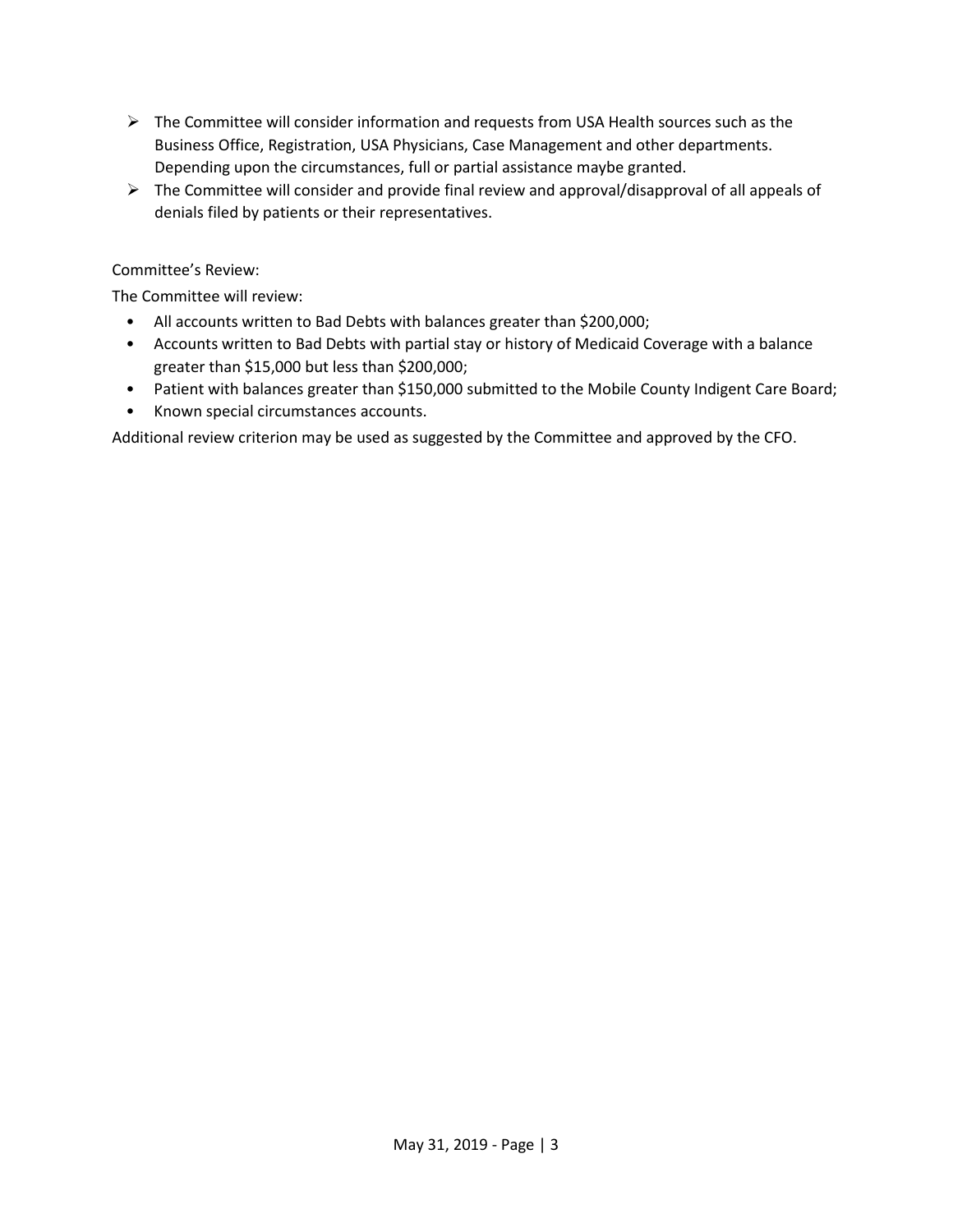- The Committee will consider information and requests from USA Health sources such as the Business Office, Registration, USA Physicians, Case Management and other departments. Depending upon the circumstances, full or partial assistance maybe granted.
- The Committee will consider and provide final review and approval/disapproval of all appeals of denials filed by patients or their representatives.

Committee's Review:

The Committee will review:

- All accounts written to Bad Debts with balances greater than $200,000;
- Accounts written to Bad Debts with partial stay or history of Medicaid Coverage with a balance greater than $15,000 but less than $200,000;
- Patient with balances greater than $150,000 submitted to the Mobile County Indigent Care Board;
- Known special circumstances accounts.

Additional review criterion may be used as suggested by the Committee and approved by the CFO.